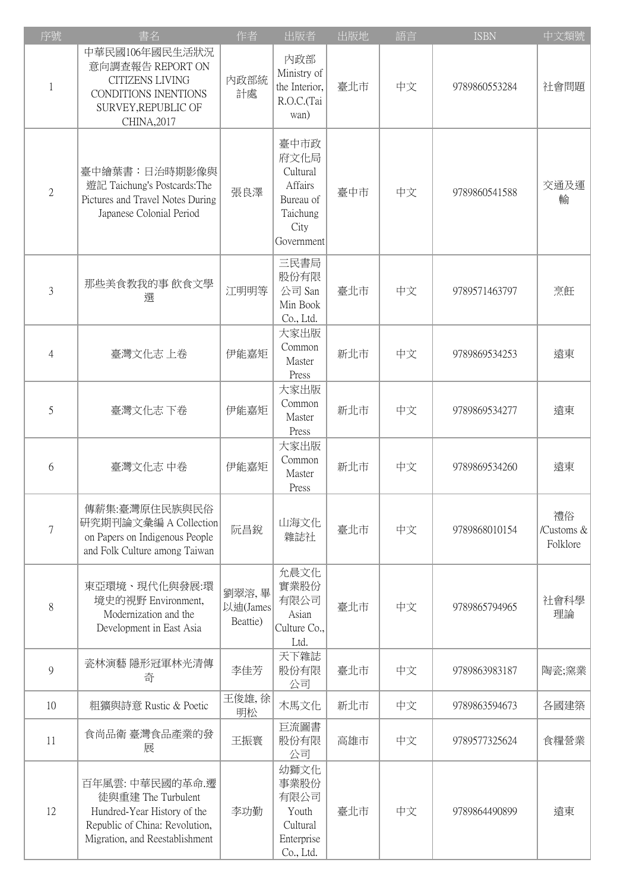| 序號 | 書名 | 作者 | 出版者 | 出版地 | 語言 | ISBN | 中文類號 |
|---|---|---|---|---|---|---|---|
| 1 | 中華民國106年國民生活狀況意向調查報告 REPORT ON CITIZENS LIVING CONDITIONS INENTIONS SURVEY,REPUBLIC OF CHINA,2017 | 內政部統計處 | 內政部 Ministry of the Interior, R.O.C.(Taiwan) | 臺北市 | 中文 | 9789860553284 | 社會問題 |
| 2 | 臺中繪葉書：日治時期影像與遊記 Taichung's Postcards:The Pictures and Travel Notes During Japanese Colonial Period | 張良澤 | 臺中市政府文化局 Cultural Affairs Bureau of Taichung City Government | 臺中市 | 中文 | 9789860541588 | 交通及運輸 |
| 3 | 那些美食教我的事 飲食文學選 | 江明明等 | 三民書局股份有限公司 San Min Book Co., Ltd. | 臺北市 | 中文 | 9789571463797 | 烹飪 |
| 4 | 臺灣文化志 上卷 | 伊能嘉矩 | 大家出版 Common Master Press | 新北市 | 中文 | 9789869534253 | 遠東 |
| 5 | 臺灣文化志 下卷 | 伊能嘉矩 | 大家出版 Common Master Press | 新北市 | 中文 | 9789869534277 | 遠東 |
| 6 | 臺灣文化志 中卷 | 伊能嘉矩 | 大家出版 Common Master Press | 新北市 | 中文 | 9789869534260 | 遠東 |
| 7 | 傳薪集:臺灣原住民族與民俗研究期刊論文彙編 A Collection on Papers on Indigenous People and Folk Culture among Taiwan | 阮昌銳 | 山海文化雜誌社 | 臺北市 | 中文 | 9789868010154 | 禮俗/Customs & Folklore |
| 8 | 東亞環境、現代化與發展:環境史的視野 Environment, Modernization and the Development in East Asia | 劉翠溶, 畢以迪(James Beattie) | 允晨文化實業股份有限公司 Asian Culture Co., Ltd. | 臺北市 | 中文 | 9789865794965 | 社會科學理論 |
| 9 | 瓷林演藝 隱形冠軍林光清傳奇 | 李佳芳 | 天下雜誌股份有限公司 | 臺北市 | 中文 | 9789863983187 | 陶瓷;窯業 |
| 10 | 粗獷與詩意 Rustic & Poetic | 王俊雄, 徐明松 | 木馬文化 | 新北市 | 中文 | 9789863594673 | 各國建築 |
| 11 | 食尚品衛 臺灣食品產業的發展 | 王振寰 | 巨流圖書股份有限公司 | 高雄市 | 中文 | 9789577325624 | 食糧營業 |
| 12 | 百年風雲: 中華民國的革命.遷徙與重建 The Turbulent Hundred-Year History of the Republic of China: Revolution, Migration, and Reestablishment | 李功勤 | 幼獅文化事業股份有限公司 Youth Cultural Enterprise Co., Ltd. | 臺北市 | 中文 | 9789864490899 | 遠東 |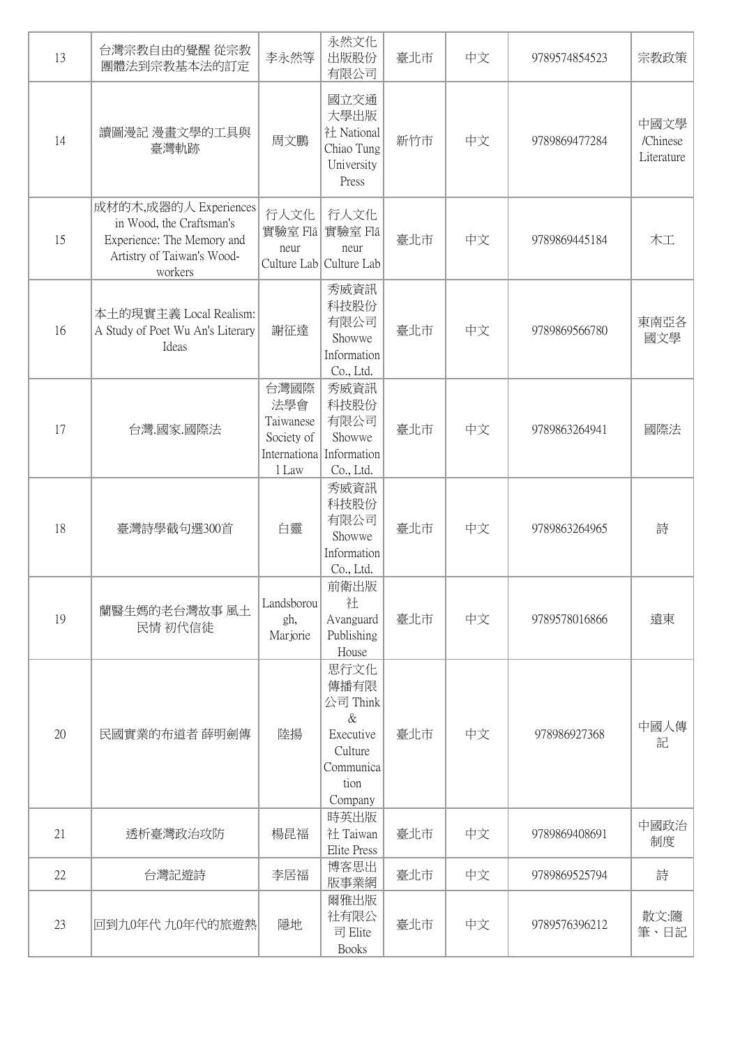| 13 | 台灣宗教自由的覺醒 從宗教團體法到宗教基本法的訂定 | 李永然等 | 永然文化出版股份有限公司 | 臺北市 | 中文 | 9789574854523 | 宗教政策 |
|---|---|---|---|---|---|---|---|
| 14 | 讀圖漫記 漫畫文學的工具與臺灣軌跡 | 周文鵬 | 國立交通大學出版社 National Chiao Tung University Press | 新竹市 | 中文 | 9789869477284 | 中國文學/Chinese Literature |
| 15 | 成材的木,成器的人 Experiences in Wood, the Craftsman's Experience: The Memory and Artistry of Taiwan's Wood-workers | 行人文化實驗室 Flâneur Culture Lab | 行人文化實驗室 Flâneur Culture Lab | 臺北市 | 中文 | 9789869445184 | 木工 |
| 16 | 本土的現實主義 Local Realism: A Study of Poet Wu An's Literary Ideas | 謝征達 | 秀威資訊科技股份有限公司 Showwe Information Co., Ltd. | 臺北市 | 中文 | 9789869566780 | 東南亞各國文學 |
| 17 | 台灣.國家.國際法 | 台灣國際法學會 Taiwanese Society of International Law | 秀威資訊科技股份有限公司 Showwe Information Co., Ltd. | 臺北市 | 中文 | 9789863264941 | 國際法 |
| 18 | 臺灣詩學截句選300首 | 白靈 | 秀威資訊科技股份有限公司 Showwe Information Co., Ltd. | 臺北市 | 中文 | 9789863264965 | 詩 |
| 19 | 蘭醫生媽的老台灣故事 風土民情 初代信徒 | Landsborough, Marjorie | 前衛出版社 Avanguard Publishing House | 臺北市 | 中文 | 9789578016866 | 遠東 |
| 20 | 民國實業的布道者 薛明劍傳 | 陸揚 | 思行文化傳播有限公司 Think & Executive Culture Communication Company | 臺北市 | 中文 | 978986927368 | 中國人傳記 |
| 21 | 透析臺灣政治攻防 | 楊昆福 | 時英出版社 Taiwan Elite Press | 臺北市 | 中文 | 9789869408691 | 中國政治制度 |
| 22 | 台灣記遊詩 | 李居福 | 博客思出版事業網 | 臺北市 | 中文 | 9789869525794 | 詩 |
| 23 | 回到九0年代 九0年代的旅遊熱 | 隱地 | 爾雅出版社有限公司 Elite Books | 臺北市 | 中文 | 9789576396212 | 散文:隨筆、日記 |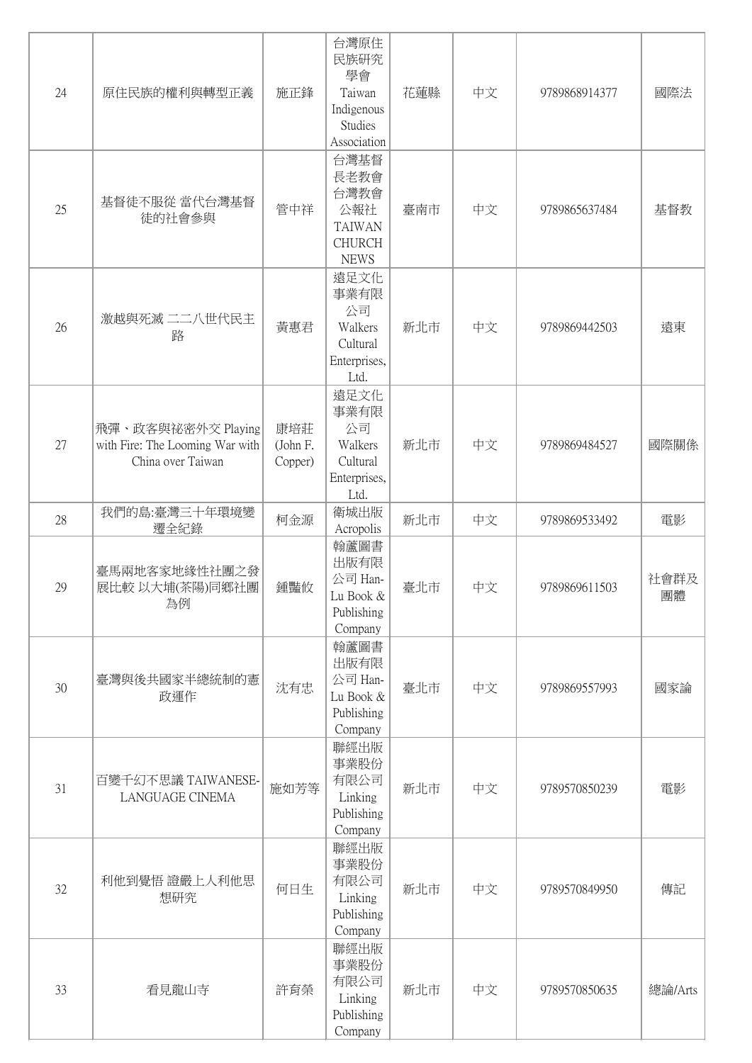| 24 | 原住民族的權利與轉型正義 | 施正鋒 | 台灣原住民族研究學會 Taiwan Indigenous Studies Association | 花蓮縣 | 中文 | 9789868914377 | 國際法 |
|---|---|---|---|---|---|---|---|
| 25 | 基督徒不服從 當代台灣基督徒的社會參與 | 管中祥 | 台灣基督長老教會台灣教會公報社 TAIWAN CHURCH NEWS | 臺南市 | 中文 | 9789865637484 | 基督教 |
| 26 | 激越與死滅 二二八世代民主路 | 黃惠君 | 遠足文化事業有限公司 Walkers Cultural Enterprises, Ltd. | 新北市 | 中文 | 9789869442503 | 遠東 |
| 27 | 飛彈、政客與祕密外交 Playing with Fire: The Looming War with China over Taiwan | 康培莊 (John F. Copper) | 遠足文化事業有限公司 Walkers Cultural Enterprises, Ltd. | 新北市 | 中文 | 9789869484527 | 國際關係 |
| 28 | 我們的島:臺灣三十年環境變遷全紀錄 | 柯金源 | 衛城出版 Acropolis | 新北市 | 中文 | 9789869533492 | 電影 |
| 29 | 臺馬兩地客家地緣性社團之發展比較 以大埔(茶陽)同鄉社團為例 | 鍾豔攸 | 翰蘆圖書出版有限公司 Han-Lu Book & Publishing Company | 臺北市 | 中文 | 9789869611503 | 社會群及團體 |
| 30 | 臺灣與後共國家半總統制的憲政運作 | 沈有忠 | 翰蘆圖書出版有限公司 Han-Lu Book & Publishing Company | 臺北市 | 中文 | 9789869557993 | 國家論 |
| 31 | 百變千幻不思議 TAIWANESE-LANGUAGE CINEMA | 施如芳等 | 聯經出版事業股份有限公司 Linking Publishing Company | 新北市 | 中文 | 9789570850239 | 電影 |
| 32 | 利他到覺悟 證嚴上人利他思想研究 | 何日生 | 聯經出版事業股份有限公司 Linking Publishing Company | 新北市 | 中文 | 9789570849950 | 傳記 |
| 33 | 看見龍山寺 | 許育榮 | 聯經出版事業股份有限公司 Linking Publishing Company | 新北市 | 中文 | 9789570850635 | 總論/Arts |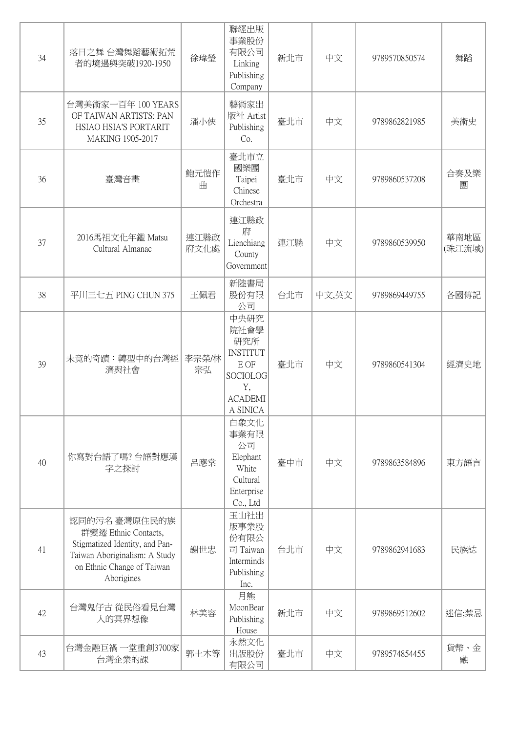| 34 | 落日之舞 台灣舞蹈藝術拓荒者的境遇與突破1920-1950 | 徐瑋瑩 | 聯經出版事業股份有限公司 Linking Publishing Company | 新北市 | 中文 | 9789570850574 | 舞蹈 |
|---|---|---|---|---|---|---|---|
| 35 | 台灣美術家一百年 100 YEARS OF TAIWAN ARTISTS: PAN HSIAO HSIA'S PORTARIT MAKING 1905-2017 | 潘小俠 | 藝術家出版社 Artist Publishing Co. | 臺北市 | 中文 | 9789862821985 | 美術史 |
| 36 | 臺灣音畫 | 鮑元愷作曲 | 臺北市立國樂團 Taipei Chinese Orchestra | 臺北市 | 中文 | 9789860537208 | 合奏及樂團 |
| 37 | 2016馬祖文化年鑑 Matsu Cultural Almanac | 連江縣政府文化處 | 連江縣政府 Lienchiang County Government | 連江縣 | 中文 | 9789860539950 | 華南地區(珠江流域) |
| 38 | 平川三七五 PING CHUN 375 | 王佩君 | 新陸書局股份有限公司 | 台北市 | 中文,英文 | 9789869449755 | 各國傳記 |
| 39 | 未竟的奇蹟：轉型中的台灣經濟與社會 | 李宗榮/林宗弘 | 中央研究院社會學研究所 INSTITUTE OF SOCIOLOGY, ACADEMIA SINICA | 臺北市 | 中文 | 9789860541304 | 經濟史地 |
| 40 | 你寫對台語了嗎? 台語對應漢字之探討 | 呂應棠 | 白象文化事業有限公司 Elephant White Cultural Enterprise Co., Ltd | 臺中市 | 中文 | 9789863584896 | 東方語言 |
| 41 | 認同的污名 臺灣原住民的族群變遷 Ethnic Contacts, Stigmatized Identity, and Pan-Taiwan Aboriginalism: A Study on Ethnic Change of Taiwan Aborigines | 謝世忠 | 玉山社出版事業股份有限公司 Taiwan Interminds Publishing Inc. | 台北市 | 中文 | 9789862941683 | 民族誌 |
| 42 | 台灣鬼仔古 從民俗看見台灣人的冥界想像 | 林美容 | 月熊 MoonBear Publishing House | 新北市 | 中文 | 9789869512602 | 迷信;禁忌 |
| 43 | 台灣金融巨禍 一堂重創3700家台灣企業的課 | 郭土木等 | 永然文化出版股份有限公司 | 臺北市 | 中文 | 9789574854455 | 貨幣、金融 |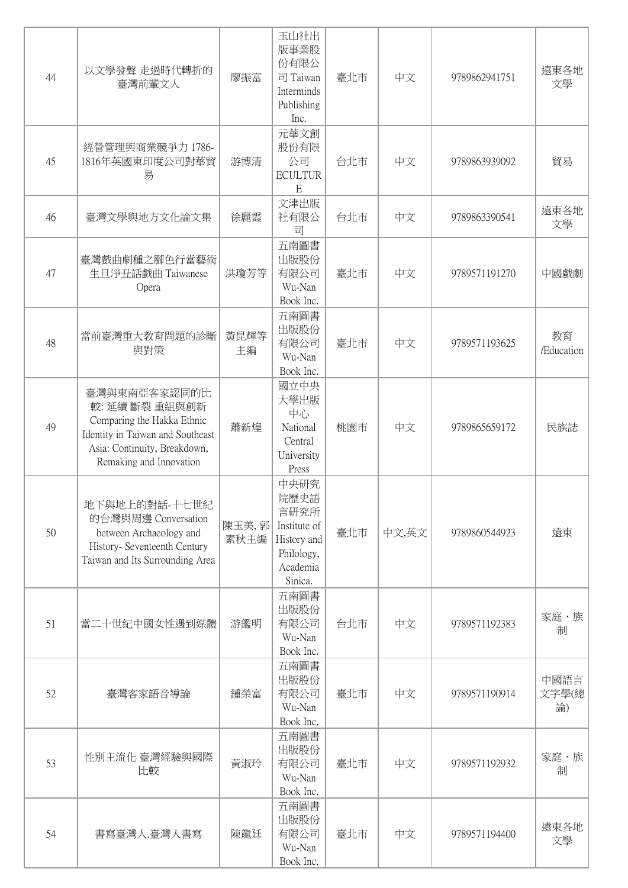| 44 | 以文學發聲 走過時代轉折的臺灣前輩文人 | 廖振富 | 玉山社出版事業股份有限公司 Taiwan Interminds Publishing Inc. | 臺北市 | 中文 | 9789862941751 | 遠東各地文學 |
|---|---|---|---|---|---|---|---|
| 45 | 經營管理與商業競爭力 1786-1816年英國東印度公司對華貿易 | 游博清 | 元華文創股份有限公司 ECULTURE | 台北市 | 中文 | 9789863939092 | 貿易 |
| 46 | 臺灣文學與地方文化論文集 | 徐麗霞 | 文津出版社有限公司 | 台北市 | 中文 | 9789863390541 | 遠東各地文學 |
| 47 | 臺灣戲曲劇種之腳色行當藝術 生旦淨丑話戲曲 Taiwanese Opera | 洪瓊芳等 | 五南圖書出版股份有限公司 Wu-Nan Book Inc. | 臺北市 | 中文 | 9789571191270 | 中國戲劇 |
| 48 | 當前臺灣重大教育問題的診斷與對策 | 黃昆輝等主編 | 五南圖書出版股份有限公司 Wu-Nan Book Inc. | 臺北市 | 中文 | 9789571193625 | 教育 /Education |
| 49 | 臺灣與東南亞客家認同的比較: 延續 斷裂 重組與創新 Comparing the Hakka Ethnic Identity in Taiwan and Southeast Asia: Continuity, Breakdown, Remaking and Innovation | 蕭新煌 | 國立中央大學出版中心 National Central University Press | 桃園市 | 中文 | 9789865659172 | 民族誌 |
| 50 | 地下與地上的對話-十七世紀的台灣與周邊 Conversation between Archaeology and History- Seventeenth Century Taiwan and Its Surrounding Area | 陳玉美, 郭素秋主編 | 中央研究院歷史語言研究所 Institute of History and Philology, Academia Sinica. | 臺北市 | 中文,英文 | 9789860544923 | 遠東 |
| 51 | 當二十世紀中國女性遇到媒體 | 游鑑明 | 五南圖書出版股份有限公司 Wu-Nan Book Inc. | 台北市 | 中文 | 9789571192383 | 家庭、族制 |
| 52 | 臺灣客家語音導論 | 鍾榮富 | 五南圖書出版股份有限公司 Wu-Nan Book Inc. | 臺北市 | 中文 | 9789571190914 | 中國語言文字學(總論) |
| 53 | 性別主流化 臺灣經驗與國際比較 | 黃淑玲 | 五南圖書出版股份有限公司 Wu-Nan Book Inc. | 臺北市 | 中文 | 9789571192932 | 家庭、族制 |
| 54 | 書寫臺灣人.臺灣人書寫 | 陳龍廷 | 五南圖書出版股份有限公司 Wu-Nan Book Inc. | 臺北市 | 中文 | 9789571194400 | 遠東各地文學 |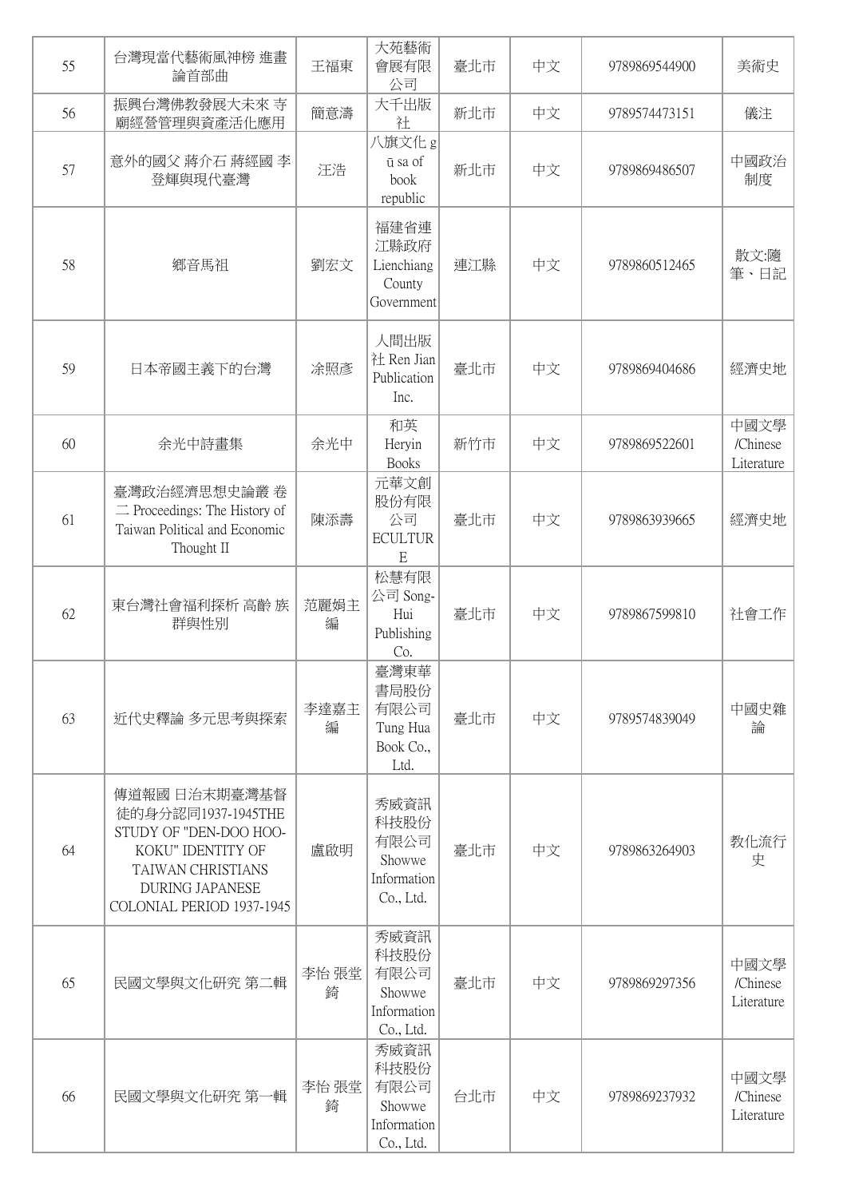| 55 | 台灣現當代藝術風神榜 進畫論首部曲 | 王福東 | 大苑藝術會展有限公司 | 臺北市 | 中文 | 9789869544900 | 美術史 |
|---|---|---|---|---|---|---|---|
| 56 | 振興台灣佛教發展大未來 寺廟經營管理與資產活化應用 | 簡意濤 | 大千出版社 | 新北市 | 中文 | 9789574473151 | 儀注 |
| 57 | 意外的國父 蔣介石 蔣經國 李登輝與現代臺灣 | 汪浩 | 八旗文化 gū sa of book republic | 新北市 | 中文 | 9789869486507 | 中國政治制度 |
| 58 | 鄉音馬祖 | 劉宏文 | 福建省連江縣政府 Lienchiang County Government | 連江縣 | 中文 | 9789860512465 | 散文:隨筆、日記 |
| 59 | 日本帝國主義下的台灣 | 涂照彥 | 人間出版社 Ren Jian Publication Inc. | 臺北市 | 中文 | 9789869404686 | 經濟史地 |
| 60 | 余光中詩畫集 | 余光中 | 和英 Heryin Books | 新竹市 | 中文 | 9789869522601 | 中國文學/Chinese Literature |
| 61 | 臺灣政治經濟思想史論叢 卷二 Proceedings: The History of Taiwan Political and Economic Thought II | 陳添壽 | 元華文創股份有限公司 ECULTURE | 臺北市 | 中文 | 9789863939665 | 經濟史地 |
| 62 | 東台灣社會福利探析 高齡 族群與性別 | 范麗娟主編 | 松慧有限公司 Song-Hui Publishing Co. | 臺北市 | 中文 | 9789867599810 | 社會工作 |
| 63 | 近代史釋論 多元思考與探索 | 李達嘉主編 | 臺灣東華書局股份有限公司 Tung Hua Book Co., Ltd. | 臺北市 | 中文 | 9789574839049 | 中國史雜論 |
| 64 | 傳道報國 日治末期臺灣基督徒的身分認同1937-1945THE STUDY OF "DEN-DOO HOO-KOKU" IDENTITY OF TAIWAN CHRISTIANS DURING JAPANESE COLONIAL PERIOD 1937-1945 | 盧啟明 | 秀威資訊科技股份有限公司 Showwe Information Co., Ltd. | 臺北市 | 中文 | 9789863264903 | 教化流行史 |
| 65 | 民國文學與文化研究 第二輯 | 李怡 張堂錡 | 秀威資訊科技股份有限公司 Showwe Information Co., Ltd. | 臺北市 | 中文 | 9789869297356 | 中國文學/Chinese Literature |
| 66 | 民國文學與文化研究 第一輯 | 李怡 張堂錡 | 秀威資訊科技股份有限公司 Showwe Information Co., Ltd. | 台北市 | 中文 | 9789869237932 | 中國文學/Chinese Literature |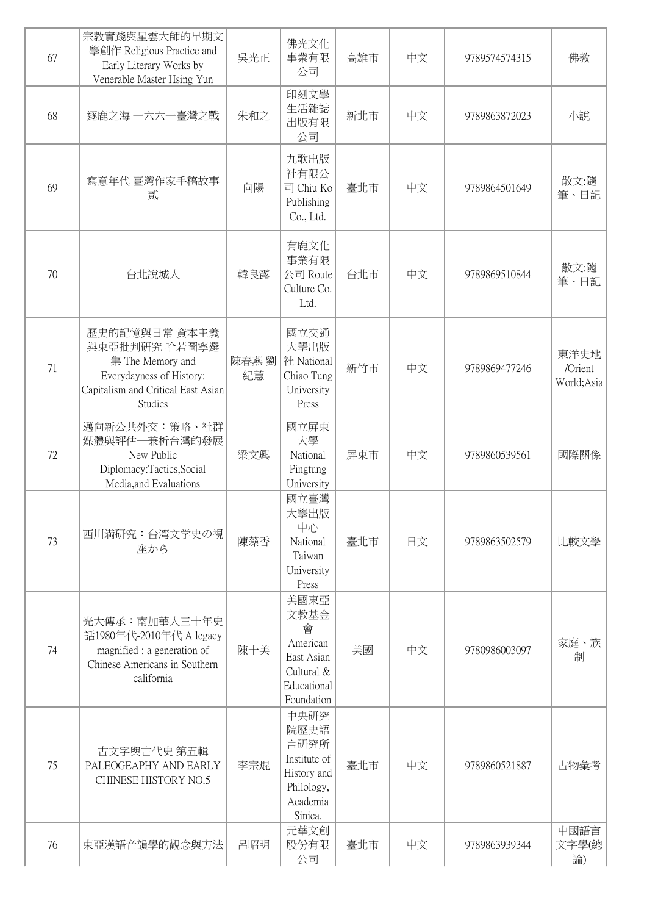| 67 | 宗教實踐與星雲大師的早期文學創作 Religious Practice and Early Literary Works by Venerable Master Hsing Yun | 吳光正 | 佛光文化事業有限公司 | 高雄市 | 中文 | 9789574574315 | 佛教 |
|---|---|---|---|---|---|---|---|
| 68 | 逐鹿之海 一六六一臺灣之戰 | 朱和之 | 印刻文學生活雜誌出版有限公司 | 新北市 | 中文 | 9789863872023 | 小說 |
| 69 | 寫意年代 臺灣作家手稿故事 貳 | 向陽 | 九歌出版社有限公司 Chiu Ko Publishing Co., Ltd. | 臺北市 | 中文 | 9789864501649 | 散文:隨筆、日記 |
| 70 | 台北說城人 | 韓良露 | 有鹿文化事業有限公司 Route Culture Co. Ltd. | 台北市 | 中文 | 9789869510844 | 散文:隨筆、日記 |
| 71 | 歷史的記憶與日常 資本主義與東亞批判研究 哈若圖寧選集 The Memory and Everydayness of History: Capitalism and Critical East Asian Studies | 陳春燕 劉紀蕙 | 國立交通大學出版社 National Chiao Tung University Press | 新竹市 | 中文 | 9789869477246 | 東洋史地/Orient World;Asia |
| 72 | 邁向新公共外交：策略、社群媒體與評估—兼析台灣的發展 New Public Diplomacy:Tactics,Social Media,and Evaluations | 梁文興 | 國立屏東大學 National Pingtung University | 屏東市 | 中文 | 9789860539561 | 國際關係 |
| 73 | 西川滿研究：台湾文学史の視座から | 陳藻香 | 國立臺灣大學出版中心 National Taiwan University Press | 臺北市 | 日文 | 9789863502579 | 比較文學 |
| 74 | 光大傳承：南加華人三十年史話1980年代-2010年代 A legacy magnified : a generation of Chinese Americans in Southern california | 陳十美 | 美國東亞文教基金會 American East Asian Cultural & Educational Foundation | 美國 | 中文 | 9780986003097 | 家庭、族制 |
| 75 | 古文字與古代史 第五輯 PALEOGEAPHY AND EARLY CHINESE HISTORY NO.5 | 李宗焜 | 中央研究院歷史語言研究所 Institute of History and Philology, Academia Sinica. | 臺北市 | 中文 | 9789860521887 | 古物彙考 |
| 76 | 東亞漢語音韻學的觀念與方法 | 呂昭明 | 元華文創股份有限公司 | 臺北市 | 中文 | 9789863939344 | 中國語言文字學(總論) |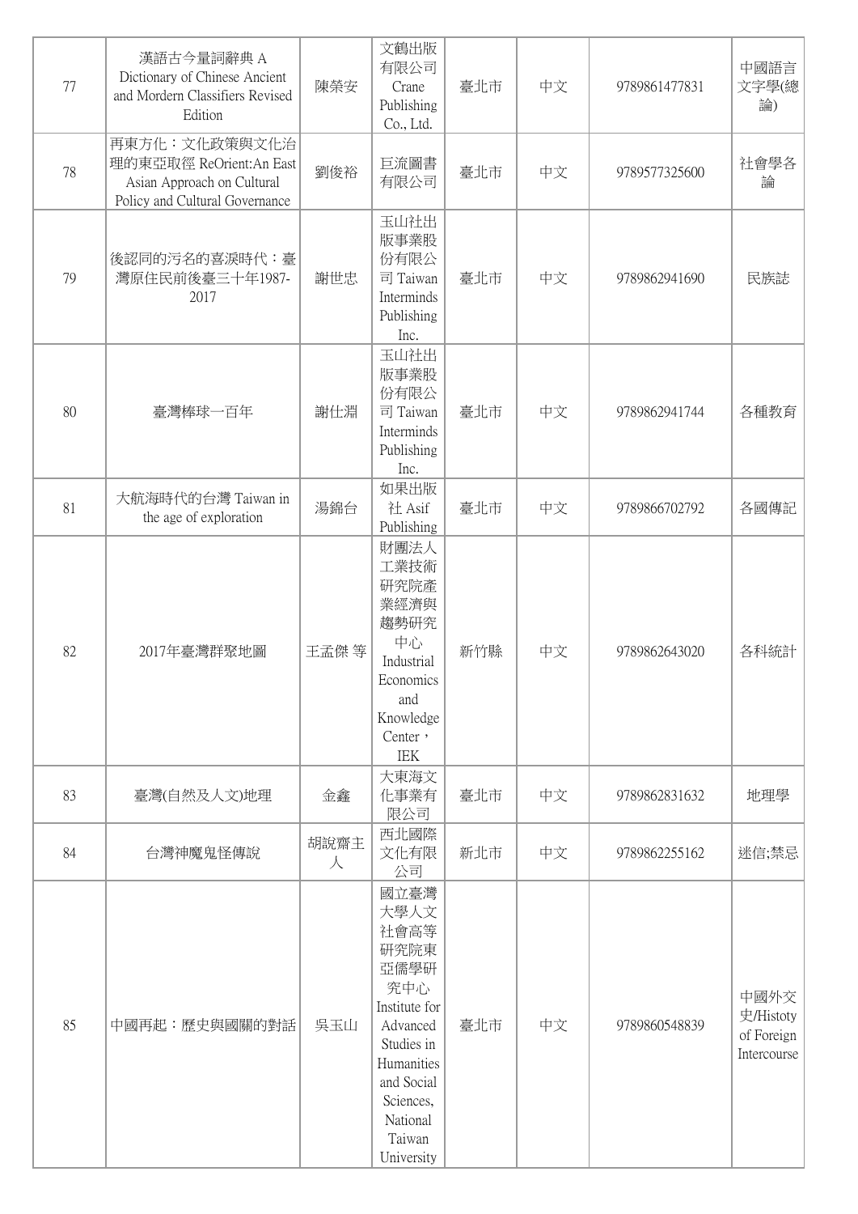| 77 | 漢語古今量詞辭典 A Dictionary of Chinese Ancient and Mordern Classifiers Revised Edition | 陳榮安 | 文鶴出版有限公司 Crane Publishing Co., Ltd. | 臺北市 | 中文 | 9789861477831 | 中國語言文字學(總論) |
|---|---|---|---|---|---|---|---|
| 78 | 再東方化：文化政策與文化治理的東亞取徑 ReOrient:An East Asian Approach on Cultural Policy and Cultural Governance | 劉俊裕 | 巨流圖書有限公司 | 臺北市 | 中文 | 9789577325600 | 社會學各論 |
| 79 | 後認同的污名的喜淚時代：臺灣原住民前後臺三十年1987-2017 | 謝世忠 | 玉山社出版事業股份有限公司 Taiwan Interminds Publishing Inc. | 臺北市 | 中文 | 9789862941690 | 民族誌 |
| 80 | 臺灣棒球一百年 | 謝仕淵 | 玉山社出版事業股份有限公司 Taiwan Interminds Publishing Inc. | 臺北市 | 中文 | 9789862941744 | 各種教育 |
| 81 | 大航海時代的台灣 Taiwan in the age of exploration | 湯錦台 | 如果出版社 Asif Publishing | 臺北市 | 中文 | 9789866702792 | 各國傳記 |
| 82 | 2017年臺灣群聚地圖 | 王孟傑 等 | 財團法人工業技術研究院產業經濟與趨勢研究中心 Industrial Economics and Knowledge Center，IEK | 新竹縣 | 中文 | 9789862643020 | 各科統計 |
| 83 | 臺灣(自然及人文)地理 | 金鑫 | 大東海文化事業有限公司 | 臺北市 | 中文 | 9789862831632 | 地理學 |
| 84 | 台灣神魔鬼怪傳說 | 胡說齋主人 | 西北國際文化有限公司 | 新北市 | 中文 | 9789862255162 | 迷信;禁忌 |
| 85 | 中國再起：歷史與國關的對話 | 吳玉山 | 國立臺灣大學人文社會高等研究院東亞儒學研究中心 Institute for Advanced Studies in Humanities and Social Sciences, National Taiwan University | 臺北市 | 中文 | 9789860548839 | 中國外交史/Histoty of Foreign Intercourse |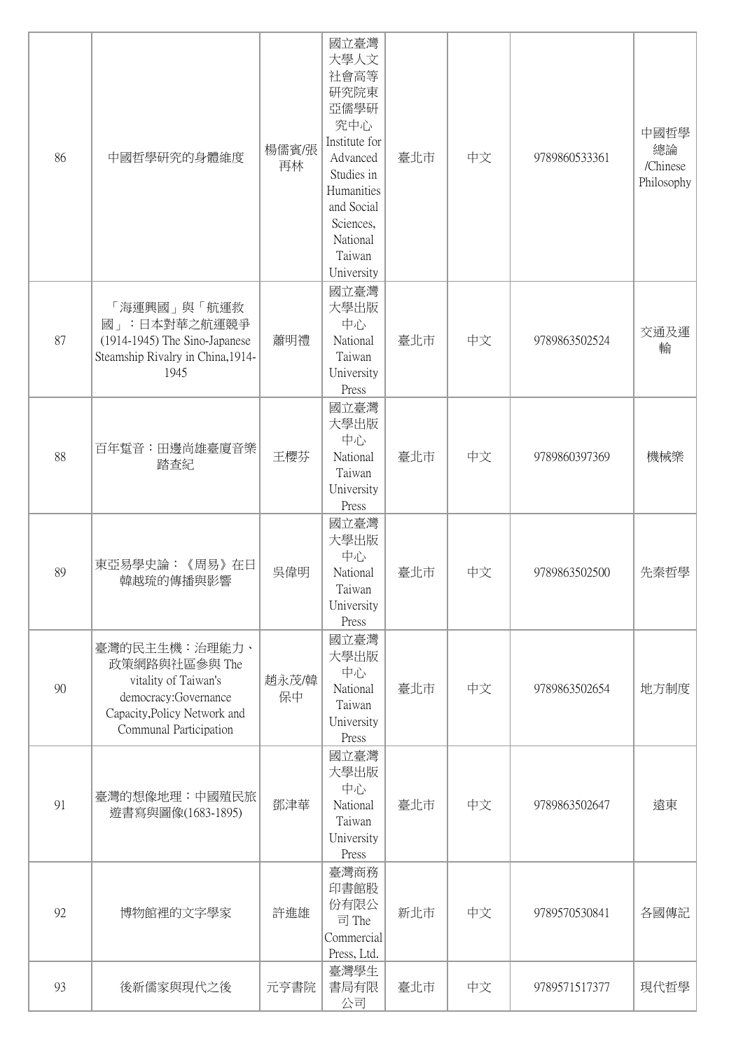| 86 | 中國哲學研究的身體維度 | 楊儒賓/張再林 | 國立臺灣大學人文社會高等研究院東亞儒學研究中心 Institute for Advanced Studies in Humanities and Social Sciences, National Taiwan University | 臺北市 | 中文 | 9789860533361 | 中國哲學總論 /Chinese Philosophy |
|---|---|---|---|---|---|---|---|
| 87 | 「海運興國」與「航運救國」：日本對華之航運競爭(1914-1945) The Sino-Japanese Steamship Rivalry in China,1914-1945 | 蕭明禮 | 國立臺灣大學出版中心 National Taiwan University Press | 臺北市 | 中文 | 9789863502524 | 交通及運輸 |
| 88 | 百年踅音：田邊尚雄臺廈音樂踏查紀 | 王櫻芬 | 國立臺灣大學出版中心 National Taiwan University Press | 臺北市 | 中文 | 9789860397369 | 機械樂 |
| 89 | 東亞易學史論：《周易》在日韓越琉的傳播與影響 | 吳偉明 | 國立臺灣大學出版中心 National Taiwan University Press | 臺北市 | 中文 | 9789863502500 | 先秦哲學 |
| 90 | 臺灣的民主生機：治理能力、政策網路與社區參與 The vitality of Taiwan's democracy:Governance Capacity,Policy Network and Communal Participation | 趙永茂/韓保中 | 國立臺灣大學出版中心 National Taiwan University Press | 臺北市 | 中文 | 9789863502654 | 地方制度 |
| 91 | 臺灣的想像地理：中國殖民旅遊書寫與圖像(1683-1895) | 鄧津華 | 國立臺灣大學出版中心 National Taiwan University Press | 臺北市 | 中文 | 9789863502647 | 遠東 |
| 92 | 博物館裡的文字學家 | 許進雄 | 臺灣商務印書館股份有限公司 The Commercial Press, Ltd. | 新北市 | 中文 | 9789570530841 | 各國傳記 |
| 93 | 後新儒家與現代之後 | 元亨書院 | 臺灣學生書局有限公司 | 臺北市 | 中文 | 9789571517377 | 現代哲學 |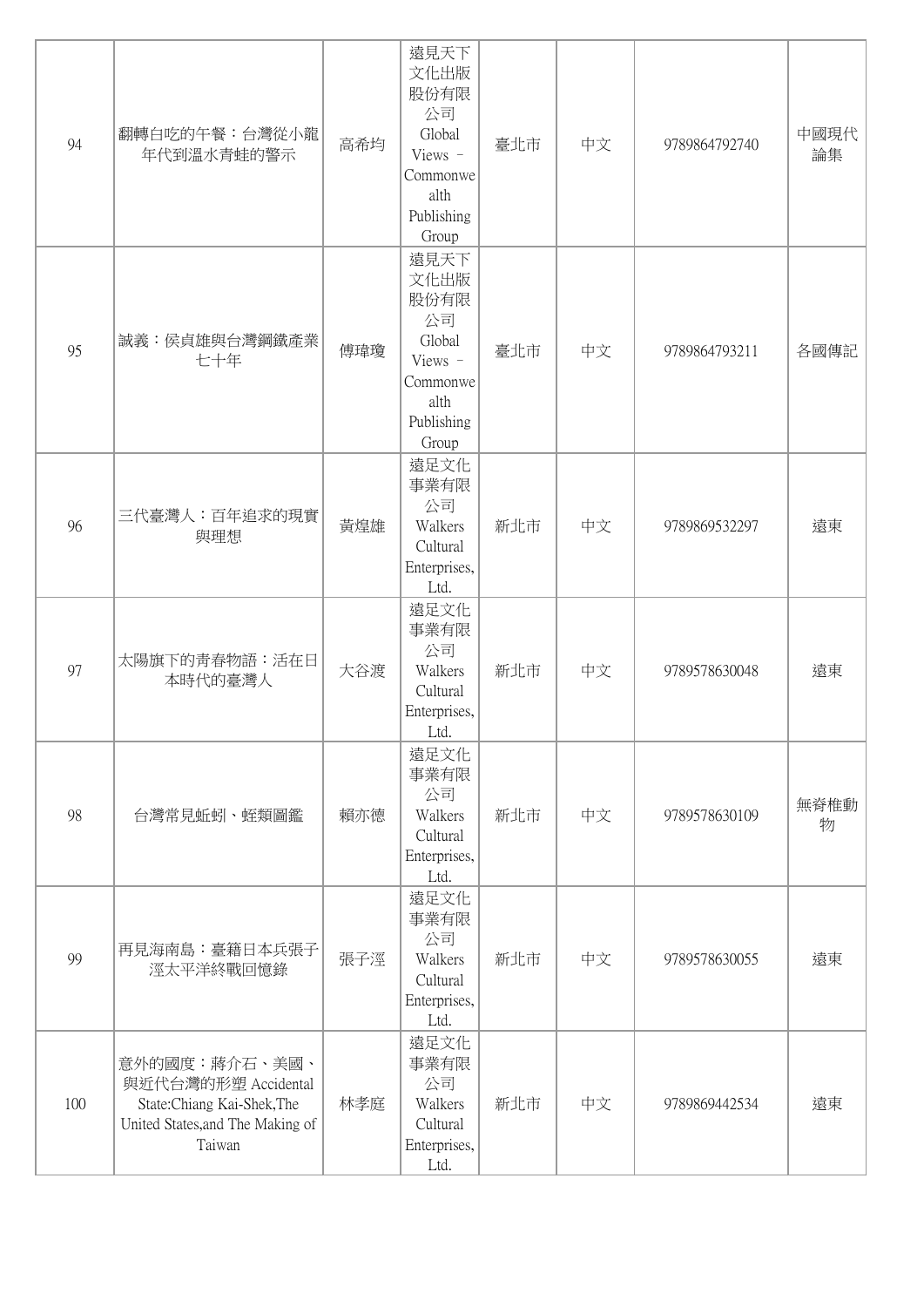| 94 | 翻轉白吃的午餐：台灣從小龍年代到溫水青蛙的警示 | 高希均 | 遠見天下文化出版股份有限公司 Global Views - Commonwealth Publishing Group | 臺北市 | 中文 | 9789864792740 | 中國現代論集 |
|---|---|---|---|---|---|---|---|
| 95 | 誠義：侯貞雄與台灣鋼鐵產業七十年 | 傅瑋瓊 | 遠見天下文化出版股份有限公司 Global Views - Commonwealth Publishing Group | 臺北市 | 中文 | 9789864793211 | 各國傳記 |
| 96 | 三代臺灣人：百年追求的現實與理想 | 黃煌雄 | 遠足文化事業有限公司 Walkers Cultural Enterprises, Ltd. | 新北市 | 中文 | 9789869532297 | 遠東 |
| 97 | 太陽旗下的青春物語：活在日本時代的臺灣人 | 大谷渡 | 遠足文化事業有限公司 Walkers Cultural Enterprises, Ltd. | 新北市 | 中文 | 9789578630048 | 遠東 |
| 98 | 台灣常見蚯蚓、蛭類圖鑑 | 賴亦德 | 遠足文化事業有限公司 Walkers Cultural Enterprises, Ltd. | 新北市 | 中文 | 9789578630109 | 無脊椎動物 |
| 99 | 再見海南島：臺籍日本兵張子涇太平洋終戰回憶錄 | 張子涇 | 遠足文化事業有限公司 Walkers Cultural Enterprises, Ltd. | 新北市 | 中文 | 9789578630055 | 遠東 |
| 100 | 意外的國度：蔣介石、美國、與近代台灣的形塑 Accidental State:Chiang Kai-Shek,The United States,and The Making of Taiwan | 林孝庭 | 遠足文化事業有限公司 Walkers Cultural Enterprises, Ltd. | 新北市 | 中文 | 9789869442534 | 遠東 |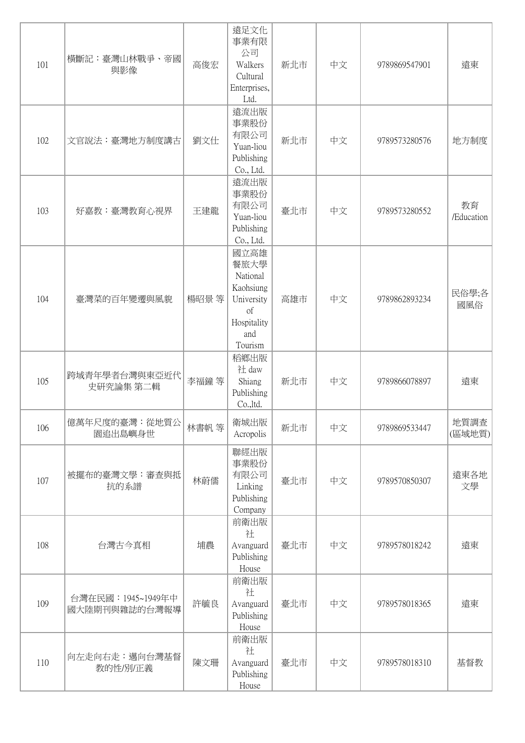| 101 | 橫斷記：臺灣山林戰爭、帝國與影像 | 高俊宏 | 遠足文化事業有限公司 Walkers Cultural Enterprises, Ltd. | 新北市 | 中文 | 9789869547901 | 遠東 |
|---|---|---|---|---|---|---|---|
| 102 | 文官說法：臺灣地方制度講古 | 劉文仕 | 遠流出版事業股份有限公司 Yuan-liou Publishing Co., Ltd. | 新北市 | 中文 | 9789573280576 | 地方制度 |
| 103 | 好嘉教：臺灣教育心視界 | 王建龍 | 遠流出版事業股份有限公司 Yuan-liou Publishing Co., Ltd. | 臺北市 | 中文 | 9789573280552 | 教育 /Education |
| 104 | 臺灣菜的百年變遷與風貌 | 楊昭景 等 | 國立高雄餐旅大學 National Kaohsiung University of Hospitality and Tourism | 高雄市 | 中文 | 9789862893234 | 民俗學;各國風俗 |
| 105 | 跨域青年學者台灣與東亞近代史研究論集 第二輯 | 李福鐘 等 | 稻鄉出版社 daw Shiang Publishing Co.,ltd. | 新北市 | 中文 | 9789866078897 | 遠東 |
| 106 | 億萬年尺度的臺灣：從地質公園追出島嶼身世 | 林書帆 等 | 衛城出版 Acropolis | 新北市 | 中文 | 9789869533447 | 地質調查(區域地質) |
| 107 | 被擺布的臺灣文學：審查與抵抗的系譜 | 林蔚儒 | 聯經出版事業股份有限公司 Linking Publishing Company | 臺北市 | 中文 | 9789570850307 | 遠東各地文學 |
| 108 | 台灣古今真相 | 埔農 | 前衛出版社 Avanguard Publishing House | 臺北市 | 中文 | 9789578018242 | 遠東 |
| 109 | 台灣在民國：1945~1949年中國大陸期刊與雜誌的台灣報導 | 許毓良 | 前衛出版社 Avanguard Publishing House | 臺北市 | 中文 | 9789578018365 | 遠東 |
| 110 | 向左走向右走：邁向台灣基督教的性/別/正義 | 陳文珊 | 前衛出版社 Avanguard Publishing House | 臺北市 | 中文 | 9789578018310 | 基督教 |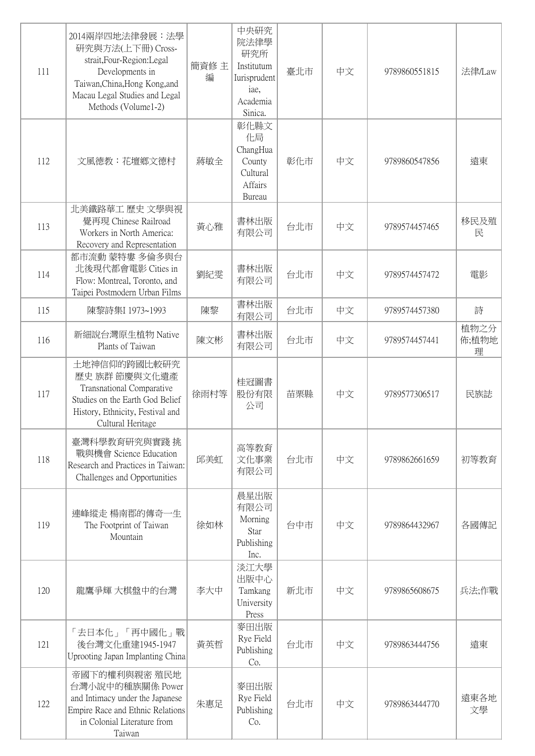| 111 | 2014兩岸四地法律發展：法學研究與方法(上下冊) Cross-strait,Four-Region:Legal Developments in Taiwan,China,Hong Kong,and Macau Legal Studies and Legal Methods (Volume1-2) | 簡資修 主編 | 中央研究院法律學研究所 Institutum Iurisprudentiae, Academia Sinica. | 臺北市 | 中文 | 9789860551815 | 法律/Law |
|---|---|---|---|---|---|---|---|
| 112 | 文風德教：花壇鄉文德村 | 蔣敏全 | 彰化縣文化局 ChangHua County Cultural Affairs Bureau | 彰化市 | 中文 | 9789860547856 | 遠東 |
| 113 | 北美鐵路華工 歷史 文學與視覺再現 Chinese Railroad Workers in North America: Recovery and Representation | 黃心雅 | 書林出版有限公司 | 台北市 | 中文 | 9789574457465 | 移民及殖民 |
| 114 | 都市流動 蒙特婁 多倫多與台北後現代都會電影 Cities in Flow: Montreal, Toronto, and Taipei Postmodern Urban Films | 劉紀雯 | 書林出版有限公司 | 台北市 | 中文 | 9789574457472 | 電影 |
| 115 | 陳黎詩集I 1973~1993 | 陳黎 | 書林出版有限公司 | 台北市 | 中文 | 9789574457380 | 詩 |
| 116 | 新細說台灣原生植物 Native Plants of Taiwan | 陳文彬 | 書林出版有限公司 | 台北市 | 中文 | 9789574457441 | 植物之分佈;植物地理 |
| 117 | 土地神信仰的跨國比較研究 歷史 族群 節慶與文化遺產 Transnational Comparative Studies on the Earth God Belief History, Ethnicity, Festival and Cultural Heritage | 徐雨村等 | 桂冠圖書股份有限公司 | 苗栗縣 | 中文 | 9789577306517 | 民族誌 |
| 118 | 臺灣科學教育研究與實踐 挑戰與機會 Science Education Research and Practices in Taiwan: Challenges and Opportunities | 邱美虹 | 高等教育文化事業有限公司 | 台北市 | 中文 | 9789862661659 | 初等教育 |
| 119 | 連峰縱走 楊南郡的傳奇一生 The Footprint of Taiwan Mountain | 徐如林 | 晨星出版有限公司 Morning Star Publishing Inc. | 台中市 | 中文 | 9789864432967 | 各國傳記 |
| 120 | 龍鷹爭輝 大棋盤中的台灣 | 李大中 | 淡江大學出版中心 Tamkang University Press | 新北市 | 中文 | 9789865608675 | 兵法;作戰 |
| 121 | 「去日本化」「再中國化」戰後台灣文化重建1945-1947 Uprooting Japan Implanting China | 黃英哲 | 麥田出版 Rye Field Publishing Co. | 台北市 | 中文 | 9789863444756 | 遠東 |
| 122 | 帝國下的權利與親密 殖民地台灣小說中的種族關係 Power and Intimacy under the Japanese Empire Race and Ethnic Relations in Colonial Literature from Taiwan | 朱惠足 | 麥田出版 Rye Field Publishing Co. | 台北市 | 中文 | 9789863444770 | 遠東各地文學 |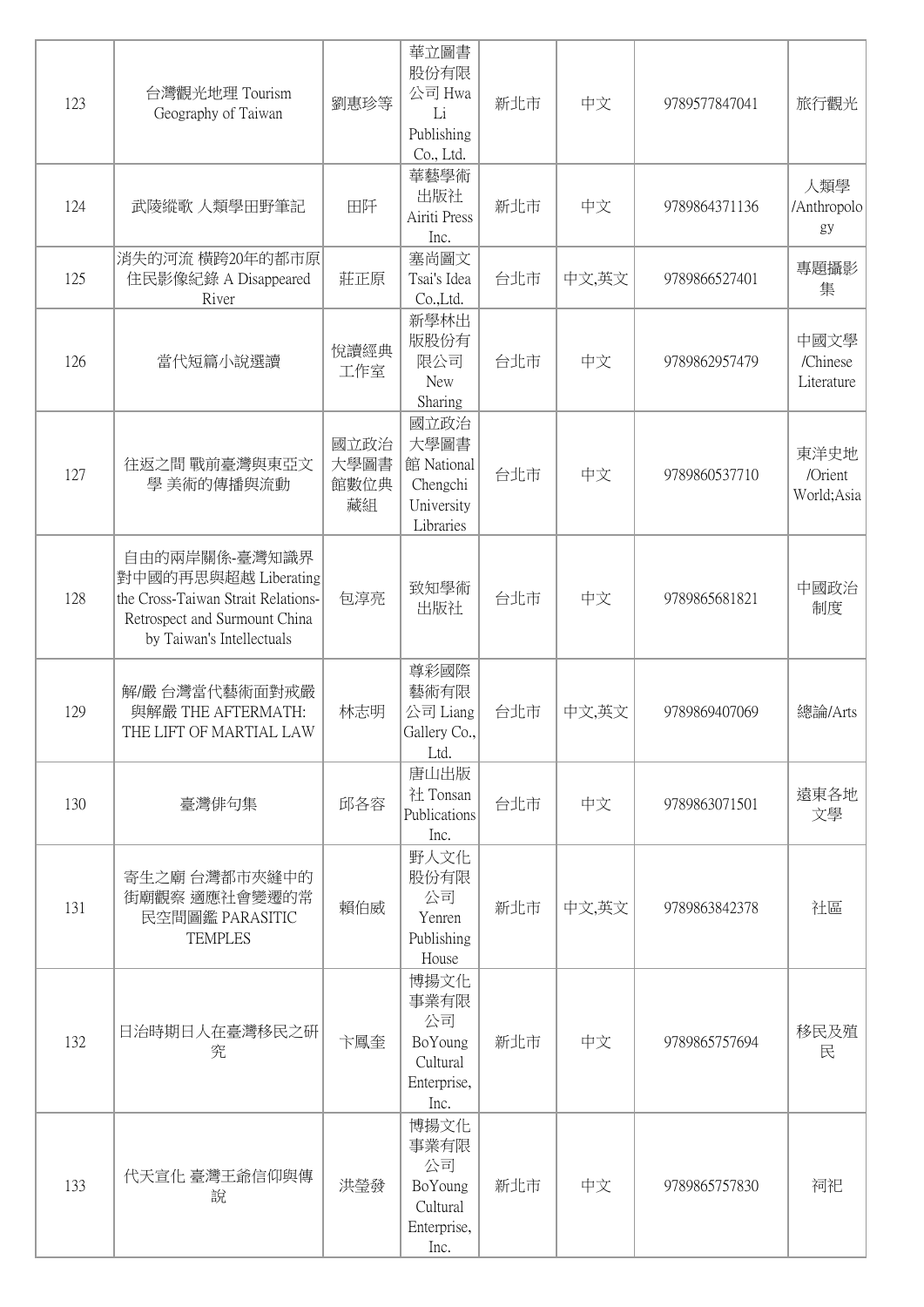| 123 | 台灣觀光地理 Tourism Geography of Taiwan | 劉惠珍等 | 華立圖書股份有限公司 Hwa Li Publishing Co., Ltd. | 新北市 | 中文 | 9789577847041 | 旅行觀光 |
|---|---|---|---|---|---|---|---|
| 124 | 武陵縱歌 人類學田野筆記 | 田阡 | 華藝學術出版社 Airiti Press Inc. | 新北市 | 中文 | 9789864371136 | 人類學/Anthropology |
| 125 | 消失的河流 橫跨20年的都市原住民影像紀錄 A Disappeared River | 莊正原 | 塞尚圖文 Tsai's Idea Co.,Ltd. | 台北市 | 中文,英文 | 9789866527401 | 專題攝影集 |
| 126 | 當代短篇小說選讀 | 悅讀經典工作室 | 新學林出版股份有限公司 New Sharing | 台北市 | 中文 | 9789862957479 | 中國文學/Chinese Literature |
| 127 | 往返之間 戰前臺灣與東亞文學 美術的傳播與流動 | 國立政治大學圖書館數位典藏組 | 國立政治大學圖書館 National Chengchi University Libraries | 台北市 | 中文 | 9789860537710 | 東洋史地/Orient World;Asia |
| 128 | 自由的兩岸關係-臺灣知識界對中國的再思與超越 Liberating the Cross-Taiwan Strait Relations-Retrospect and Surmount China by Taiwan's Intellectuals | 包淳亮 | 致知學術出版社 | 台北市 | 中文 | 9789865681821 | 中國政治制度 |
| 129 | 解/嚴 台灣當代藝術面對戒嚴與解嚴 THE AFTERMATH: THE LIFT OF MARTIAL LAW | 林志明 | 尊彩國際藝術有限公司 Liang Gallery Co., Ltd. | 台北市 | 中文,英文 | 9789869407069 | 總論/Arts |
| 130 | 臺灣俳句集 | 邱各容 | 唐山出版社 Tonsan Publications Inc. | 台北市 | 中文 | 9789863071501 | 遠東各地文學 |
| 131 | 寄生之廟 台灣都市夾縫中的街廟觀察 適應社會變遷的常民空間圖鑑 PARASITIC TEMPLES | 賴伯威 | 野人文化股份有限公司 Yenren Publishing House | 新北市 | 中文,英文 | 9789863842378 | 社區 |
| 132 | 日治時期日人在臺灣移民之研究 | 卞鳳奎 | 博揚文化事業有限公司 BoYoung Cultural Enterprise, Inc. | 新北市 | 中文 | 9789865757694 | 移民及殖民 |
| 133 | 代天宣化 臺灣王爺信仰與傳說 | 洪瑩發 | 博揚文化事業有限公司 BoYoung Cultural Enterprise, Inc. | 新北市 | 中文 | 9789865757830 | 祠祀 |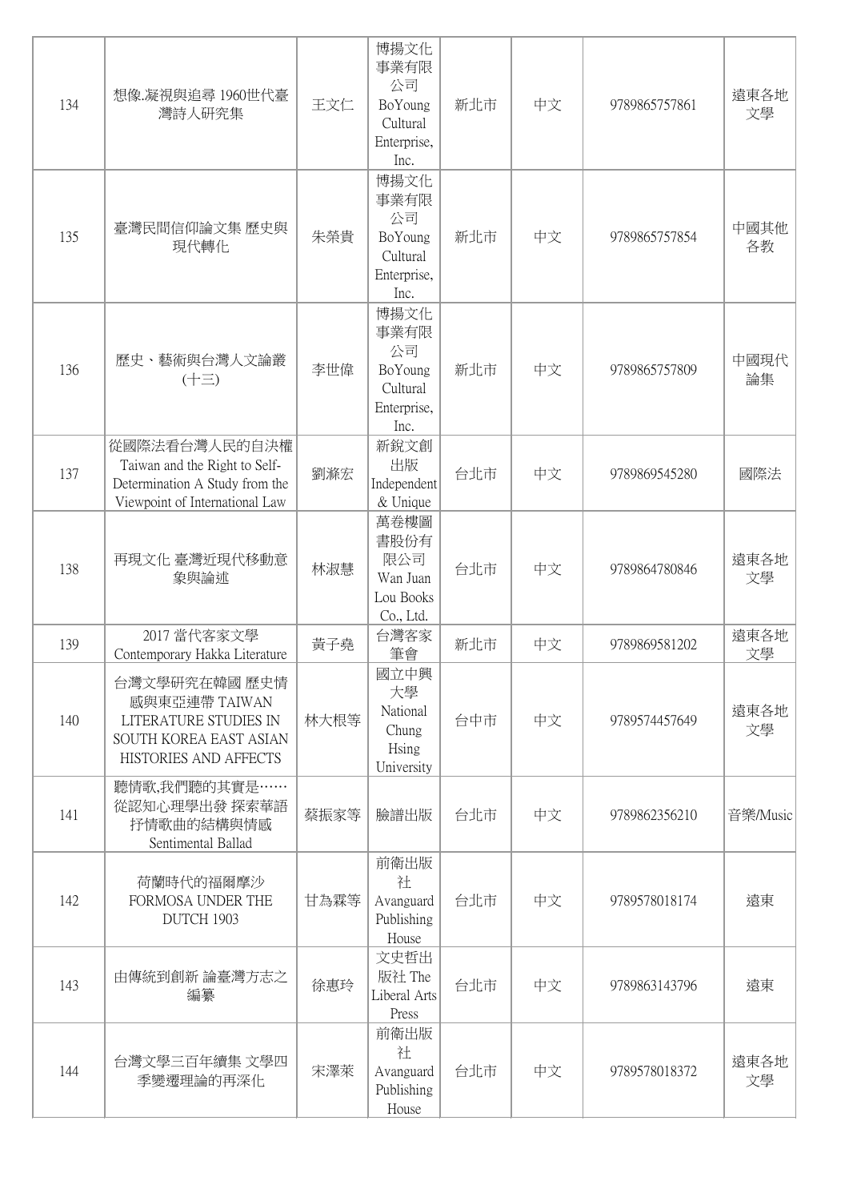| 134 | 想像.凝視與追尋 1960世代臺灣詩人研究集 | 王文仁 | 博揚文化事業有限公司 BoYoung Cultural Enterprise, Inc. | 新北市 | 中文 | 9789865757861 | 遠東各地文學 |
|---|---|---|---|---|---|---|---|
| 135 | 臺灣民間信仰論文集 歷史與現代轉化 | 朱榮貴 | 博揚文化事業有限公司 BoYoung Cultural Enterprise, Inc. | 新北市 | 中文 | 9789865757854 | 中國其他各教 |
| 136 | 歷史、藝術與台灣人文論叢(十三) | 李世偉 | 博揚文化事業有限公司 BoYoung Cultural Enterprise, Inc. | 新北市 | 中文 | 9789865757809 | 中國現代論集 |
| 137 | 從國際法看台灣人民的自決權 Taiwan and the Right to Self-Determination A Study from the Viewpoint of International Law | 劉滌宏 | 新銳文創出版 Independent & Unique | 台北市 | 中文 | 9789869545280 | 國際法 |
| 138 | 再現文化 臺灣近現代移動意象與論述 | 林淑慧 | 萬卷樓圖書股份有限公司 Wan Juan Lou Books Co., Ltd. | 台北市 | 中文 | 9789864780846 | 遠東各地文學 |
| 139 | 2017 當代客家文學 Contemporary Hakka Literature | 黃子堯 | 台灣客家筆會 | 新北市 | 中文 | 9789869581202 | 遠東各地文學 |
| 140 | 台灣文學研究在韓國 歷史情感與東亞連帶 TAIWAN LITERATURE STUDIES IN SOUTH KOREA EAST ASIAN HISTORIES AND AFFECTS | 林大根等 | 國立中興大學 National Chung Hsing University | 台中市 | 中文 | 9789574457649 | 遠東各地文學 |
| 141 | 聽情歌,我們聽的其實是⋯⋯從認知心理學出發 探索華語抒情歌曲的結構與情感 Sentimental Ballad | 蔡振家等 | 臉譜出版 | 台北市 | 中文 | 9789862356210 | 音樂/Music |
| 142 | 荷蘭時代的福爾摩沙 FORMOSA UNDER THE DUTCH 1903 | 甘為霖等 | 前衛出版社 Avanguard Publishing House | 台北市 | 中文 | 9789578018174 | 遠東 |
| 143 | 由傳統到創新 論臺灣方志之編纂 | 徐惠玲 | 文史哲出版社 The Liberal Arts Press | 台北市 | 中文 | 9789863143796 | 遠東 |
| 144 | 台灣文學三百年續集 文學四季變遷理論的再深化 | 宋澤萊 | 前衛出版社 Avanguard Publishing House | 台北市 | 中文 | 9789578018372 | 遠東各地文學 |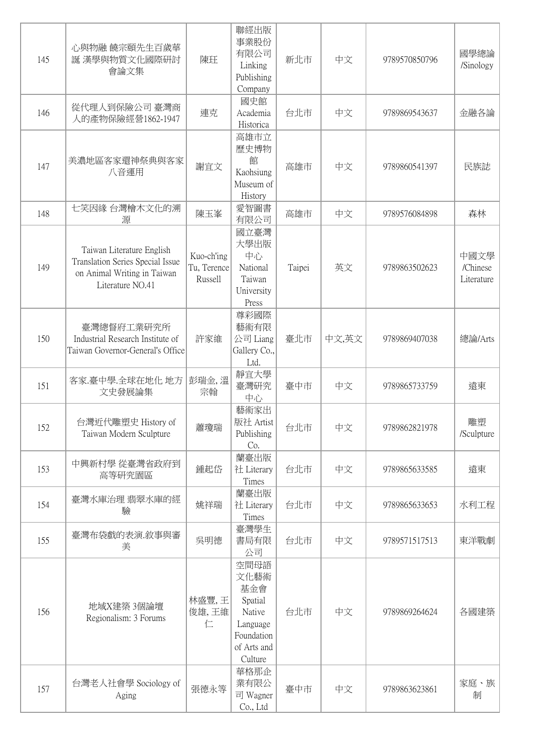| 145 | 心與物融 饒宗頤先生百歲華誕 漢學與物質文化國際研討會論文集 | 陳玨 | 聯經出版事業股份有限公司 Linking Publishing Company | 新北市 | 中文 | 9789570850796 | 國學總論/Sinology |
|---|---|---|---|---|---|---|---|
| 146 | 從代理人到保險公司 臺灣商人的產物保險經營1862-1947 | 連克 | 國史館 Academia Historica | 台北市 | 中文 | 9789869543637 | 金融各論 |
| 147 | 美濃地區客家還神祭典與客家八音運用 | 謝宜文 | 高雄市立歷史博物館 Kaohsiung Museum of History | 高雄市 | 中文 | 9789860541397 | 民族誌 |
| 148 | 七笑因緣 台灣檜木文化的溯源 | 陳玉峯 | 愛智圖書有限公司 | 高雄市 | 中文 | 9789576084898 | 森林 |
| 149 | Taiwan Literature English Translation Series Special Issue on Animal Writing in Taiwan Literature NO.41 | Kuo-ch'ing Tu, Terence Russell | 國立臺灣大學出版中心 National Taiwan University Press | Taipei | 英文 | 9789863502623 | 中國文學/Chinese Literature |
| 150 | 臺灣總督府工業研究所 Industrial Research Institute of Taiwan Governor-General's Office | 許家維 | 尊彩國際藝術有限公司 Liang Gallery Co., Ltd. | 臺北市 | 中文,英文 | 9789869407038 | 總論/Arts |
| 151 | 客家.臺中學.全球在地化 地方文史發展論集 | 彭瑞金, 溫宗翰 | 靜宜大學臺灣研究中心 | 臺中市 | 中文 | 9789865733759 | 遠東 |
| 152 | 台灣近代雕塑史 History of Taiwan Modern Sculpture | 蕭瓊瑞 | 藝術家出版社 Artist Publishing Co. | 台北市 | 中文 | 9789862821978 | 雕塑/Sculpture |
| 153 | 中興新村學 從臺灣省政府到高等研究園區 | 鍾起岱 | 蘭臺出版社 Literary Times | 台北市 | 中文 | 9789865633585 | 遠東 |
| 154 | 臺灣水庫治理 翡翠水庫的經驗 | 姚祥瑞 | 蘭臺出版社 Literary Times | 台北市 | 中文 | 9789865633653 | 水利工程 |
| 155 | 臺灣布袋戲的表演.敘事與審美 | 吳明德 | 臺灣學生書局有限公司 | 台北市 | 中文 | 9789571517513 | 東洋戰劇 |
| 156 | 地域X建築 3個論壇 Regionalism: 3 Forums | 林盛豐, 王俊雄, 王維仁 | 空間母語文化藝術基金會 Spatial Native Language Foundation of Arts and Culture | 台北市 | 中文 | 9789869264624 | 各國建築 |
| 157 | 台灣老人社會學 Sociology of Aging | 張德永等 | 華格那企業有限公司 Wagner Co., Ltd | 臺中市 | 中文 | 9789863623861 | 家庭、族制 |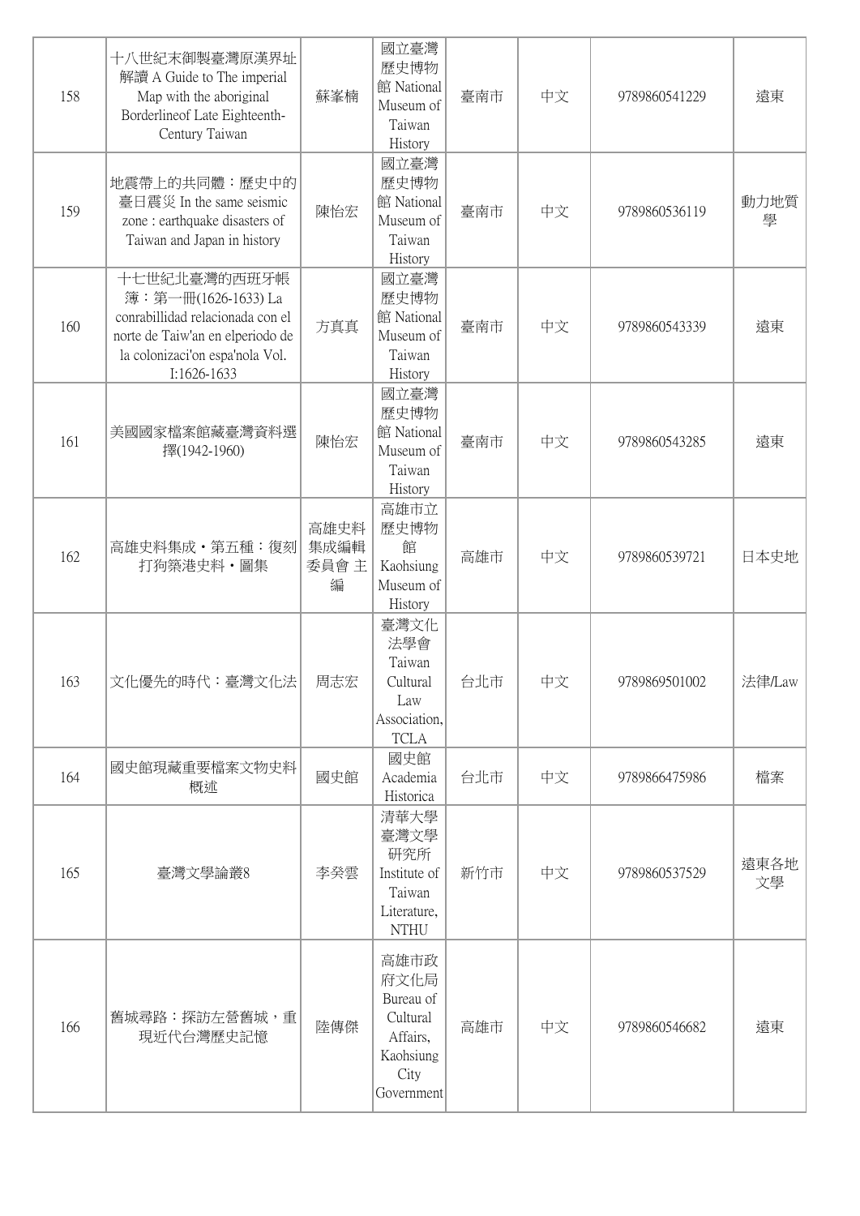| 158 | 十八世紀末御製臺灣原漢界址解讀 A Guide to The imperial Map with the aboriginal Borderlineof Late Eighteenth-Century Taiwan | 蘇峯楠 | 國立臺灣歷史博物館 National Museum of Taiwan History | 臺南市 | 中文 | 9789860541229 | 遠東 |
|---|---|---|---|---|---|---|---|
| 159 | 地震帶上的共同體：歷史中的臺日震災 In the same seismic zone : earthquake disasters of Taiwan and Japan in history | 陳怡宏 | 國立臺灣歷史博物館 National Museum of Taiwan History | 臺南市 | 中文 | 9789860536119 | 動力地質學 |
| 160 | 十七世紀北臺灣的西班牙帳簿：第一冊(1626-1633) La conrabillidad relacionada con el norte de Taiw'an en elperiodo de la colonizaci'on espa'nola Vol. I:1626-1633 | 方真真 | 國立臺灣歷史博物館 National Museum of Taiwan History | 臺南市 | 中文 | 9789860543339 | 遠東 |
| 161 | 美國國家檔案館藏臺灣資料選擇(1942-1960) | 陳怡宏 | 國立臺灣歷史博物館 National Museum of Taiwan History | 臺南市 | 中文 | 9789860543285 | 遠東 |
| 162 | 高雄史料集成・第五種：復刻打狗築港史料・圖集 | 高雄史料集成編輯委員會 主編 | 高雄市立歷史博物館 Kaohsiung Museum of History | 高雄市 | 中文 | 9789860539721 | 日本史地 |
| 163 | 文化優先的時代：臺灣文化法 | 周志宏 | 臺灣文化法學會 Taiwan Cultural Law Association, TCLA | 台北市 | 中文 | 9789869501002 | 法律/Law |
| 164 | 國史館現藏重要檔案文物史料概述 | 國史館 | 國史館 Academia Historica | 台北市 | 中文 | 9789866475986 | 檔案 |
| 165 | 臺灣文學論叢8 | 李癸雲 | 清華大學臺灣文學研究所 Institute of Taiwan Literature, NTHU | 新竹市 | 中文 | 9789860537529 | 遠東各地文學 |
| 166 | 舊城尋路：探訪左營舊城，重現近代台灣歷史記憶 | 陸傳傑 | 高雄市政府文化局 Bureau of Cultural Affairs, Kaohsiung City Government | 高雄市 | 中文 | 9789860546682 | 遠東 |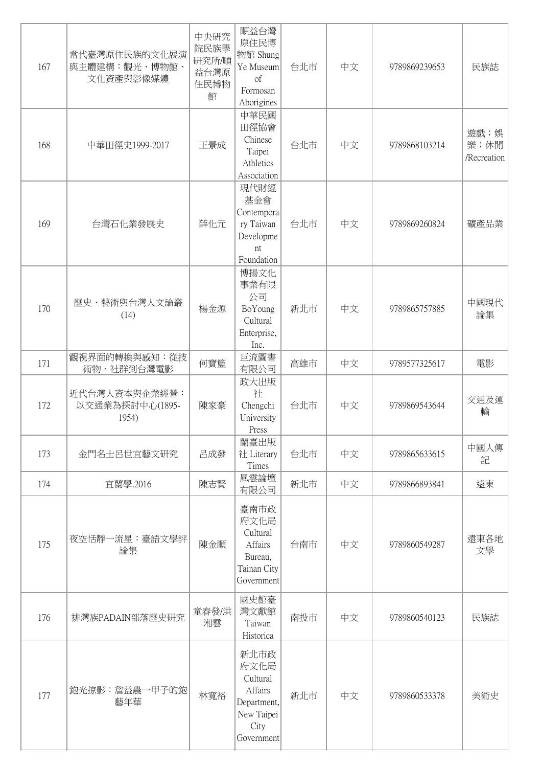| 167 | 當代臺灣原住民族的文化展演與主體建構：觀光、博物館、文化資產與影像媒體 | 中央研究院民族學研究所/順益台灣原住民博物館 | 順益台灣原住民博物館 Shung Ye Museum of Formosan Aborigines | 台北市 | 中文 | 9789869239653 | 民族誌 |
|---|---|---|---|---|---|---|---|
| 168 | 中華田徑史1999-2017 | 王景成 | 中華民國田徑協會 Chinese Taipei Athletics Association | 台北市 | 中文 | 9789868103214 | 遊戲；娛樂；休閒/Recreation |
| 169 | 台灣石化業發展史 | 薛化元 | 現代財經基金會 Contemporary Taiwan Development Foundation | 台北市 | 中文 | 9789869260824 | 礦產品業 |
| 170 | 歷史、藝術與台灣人文論叢(14) | 楊金源 | 博揚文化事業有限公司 BoYoung Cultural Enterprise, Inc. | 新北市 | 中文 | 9789865757885 | 中國現代論集 |
| 171 | 觀視界面的轉換與感知：從技術物、社群到台灣電影 | 何寶籃 | 巨流圖書有限公司 | 高雄市 | 中文 | 9789577325617 | 電影 |
| 172 | 近代台灣人資本與企業經營：以交通業為探討中心(1895-1954) | 陳家豪 | 政大出版社 Chengchi University Press | 台北市 | 中文 | 9789869543644 | 交通及運輸 |
| 173 | 金門名士呂世宜藝文研究 | 呂成發 | 蘭臺出版社 Literary Times | 台北市 | 中文 | 9789865633615 | 中國人傳記 |
| 174 | 宜蘭學.2016 | 陳志賢 | 風雲論壇有限公司 | 新北市 | 中文 | 9789866893841 | 遠東 |
| 175 | 夜空恬靜一流星：臺語文學評論集 | 陳金順 | 臺南市政府文化局 Cultural Affairs Bureau, Tainan City Government | 台南市 | 中文 | 9789860549287 | 遠東各地文學 |
| 176 | 排灣族PADAIN部落歷史研究 | 童春發/洪湘雲 | 國史館臺灣文獻館 Taiwan Historica | 南投市 | 中文 | 9789860540123 | 民族誌 |
| 177 | 鉋光掠影：詹益農一甲子的鉋藝年華 | 林寬裕 | 新北市政府文化局 Cultural Affairs Department, New Taipei City Government | 新北市 | 中文 | 9789860533378 | 美術史 |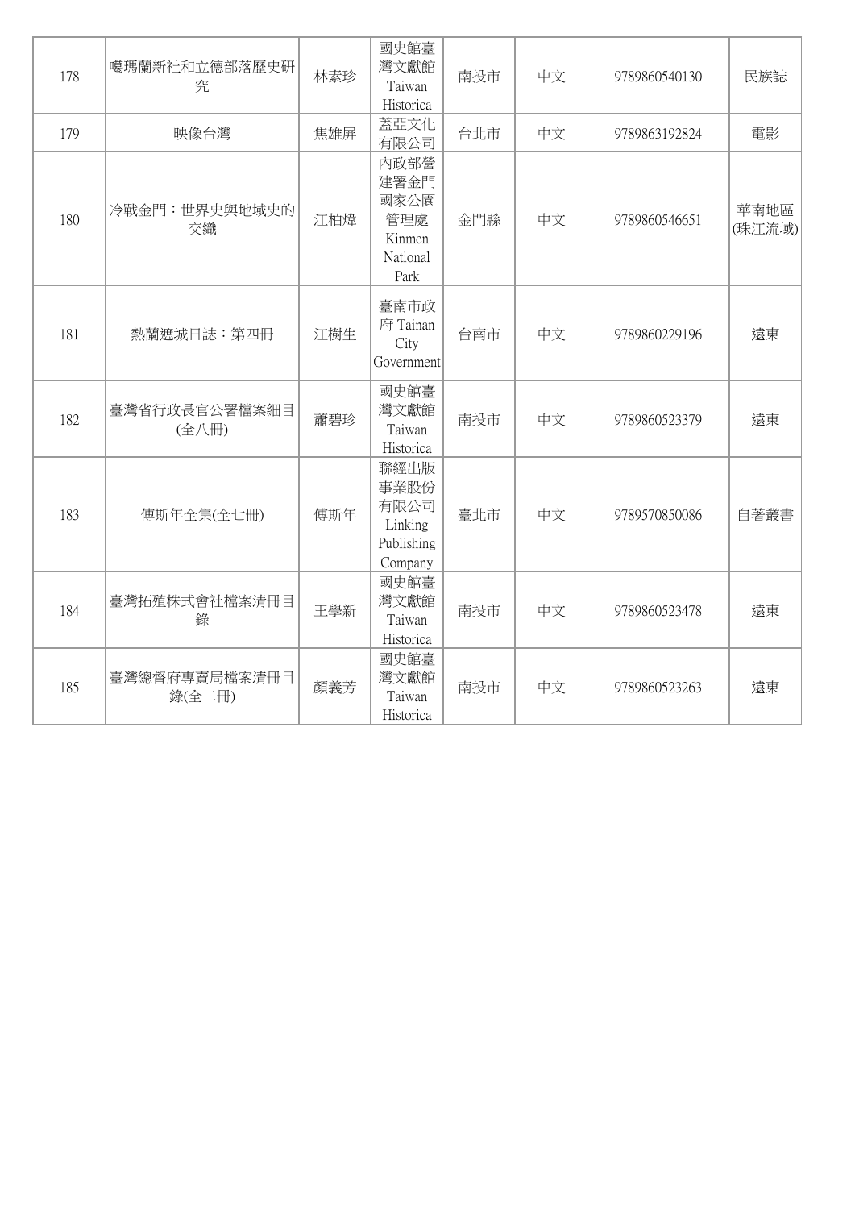| | | | | | | | |
|---|---|---|---|---|---|---|---|
| 178 | 噶瑪蘭新社和立德部落歷史研究 | 林素珍 | 國史館臺灣文獻館 Taiwan Historica | 南投市 | 中文 | 9789860540130 | 民族誌 |
| 179 | 映像台灣 | 焦雄屏 | 蓋亞文化有限公司 | 台北市 | 中文 | 9789863192824 | 電影 |
| 180 | 冷戰金門：世界史與地域史的交織 | 江柏煒 | 內政部營建署金門國家公園管理處 Kinmen National Park | 金門縣 | 中文 | 9789860546651 | 華南地區(珠江流域) |
| 181 | 熱蘭遮城日誌：第四冊 | 江樹生 | 臺南市政府 Tainan City Government | 台南市 | 中文 | 9789860229196 | 遠東 |
| 182 | 臺灣省行政長官公署檔案細目(全八冊) | 蕭碧珍 | 國史館臺灣文獻館 Taiwan Historica | 南投市 | 中文 | 9789860523379 | 遠東 |
| 183 | 傅斯年全集(全七冊) | 傅斯年 | 聯經出版事業股份有限公司 Linking Publishing Company | 臺北市 | 中文 | 9789570850086 | 自著叢書 |
| 184 | 臺灣拓殖株式會社檔案清冊目錄 | 王學新 | 國史館臺灣文獻館 Taiwan Historica | 南投市 | 中文 | 9789860523478 | 遠東 |
| 185 | 臺灣總督府專賣局檔案清冊目錄(全二冊) | 顏義芳 | 國史館臺灣文獻館 Taiwan Historica | 南投市 | 中文 | 9789860523263 | 遠東 |